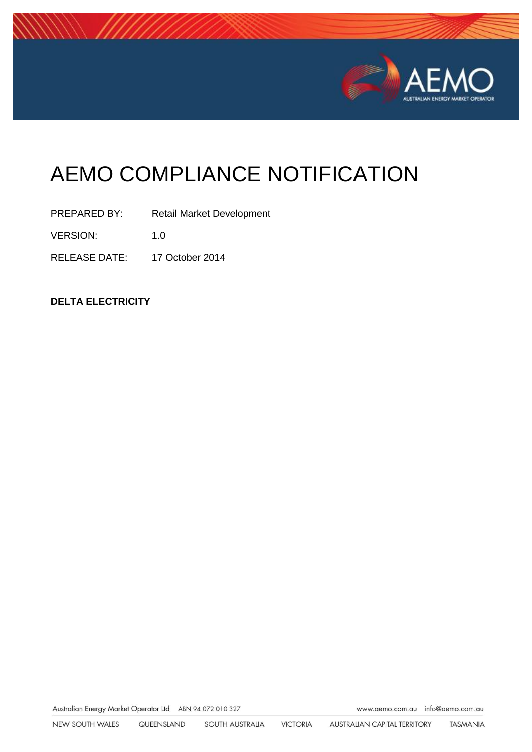# AEMO COMPLIANCE NOTIFICATION

| | |
|---|---|
| PREPARED BY: | Retail Market Development |
| VERSION: | 1.0 |
| RELEASE DATE: | 17 October 2014 |

**DELTA ELECTRICITY**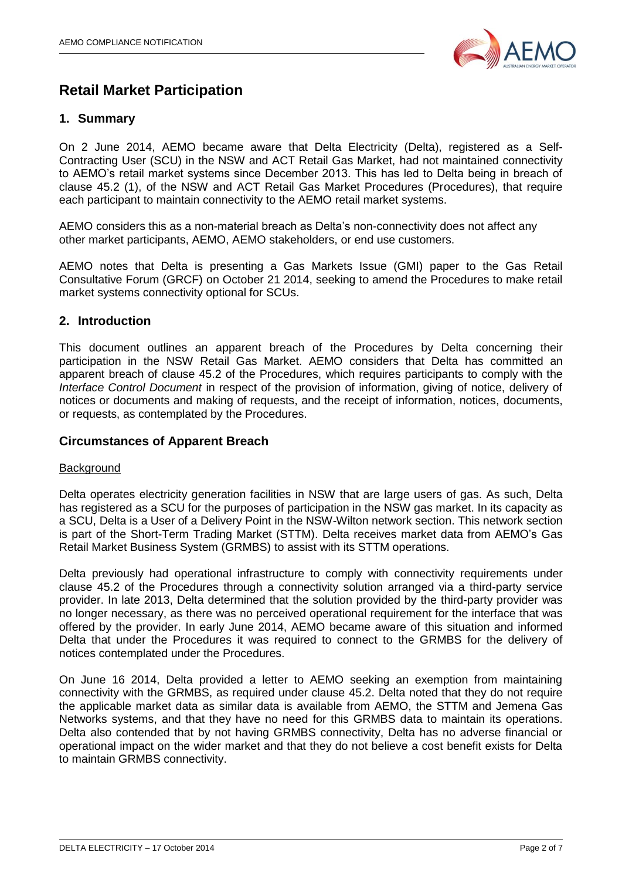# Retail Market Participation

## 1. Summary

On 2 June 2014, AEMO became aware that Delta Electricity (Delta), registered as a Self-Contracting User (SCU) in the NSW and ACT Retail Gas Market, had not maintained connectivity to AEMO's retail market systems since December 2013. This has led to Delta being in breach of clause 45.2 (1), of the NSW and ACT Retail Gas Market Procedures (Procedures), that require each participant to maintain connectivity to the AEMO retail market systems.

AEMO considers this as a non-material breach as Delta's non-connectivity does not affect any other market participants, AEMO, AEMO stakeholders, or end use customers.

AEMO notes that Delta is presenting a Gas Markets Issue (GMI) paper to the Gas Retail Consultative Forum (GRCF) on October 21 2014, seeking to amend the Procedures to make retail market systems connectivity optional for SCUs.

## 2. Introduction

This document outlines an apparent breach of the Procedures by Delta concerning their participation in the NSW Retail Gas Market. AEMO considers that Delta has committed an apparent breach of clause 45.2 of the Procedures, which requires participants to comply with the *Interface Control Document* in respect of the provision of information, giving of notice, delivery of notices or documents and making of requests, and the receipt of information, notices, documents, or requests, as contemplated by the Procedures.

## Circumstances of Apparent Breach

Background

Delta operates electricity generation facilities in NSW that are large users of gas. As such, Delta has registered as a SCU for the purposes of participation in the NSW gas market. In its capacity as a SCU, Delta is a User of a Delivery Point in the NSW-Wilton network section. This network section is part of the Short-Term Trading Market (STTM). Delta receives market data from AEMO's Gas Retail Market Business System (GRMBS) to assist with its STTM operations.

Delta previously had operational infrastructure to comply with connectivity requirements under clause 45.2 of the Procedures through a connectivity solution arranged via a third-party service provider. In late 2013, Delta determined that the solution provided by the third-party provider was no longer necessary, as there was no perceived operational requirement for the interface that was offered by the provider. In early June 2014, AEMO became aware of this situation and informed Delta that under the Procedures it was required to connect to the GRMBS for the delivery of notices contemplated under the Procedures.

On June 16 2014, Delta provided a letter to AEMO seeking an exemption from maintaining connectivity with the GRMBS, as required under clause 45.2. Delta noted that they do not require the applicable market data as similar data is available from AEMO, the STTM and Jemena Gas Networks systems, and that they have no need for this GRMBS data to maintain its operations. Delta also contended that by not having GRMBS connectivity, Delta has no adverse financial or operational impact on the wider market and that they do not believe a cost benefit exists for Delta to maintain GRMBS connectivity.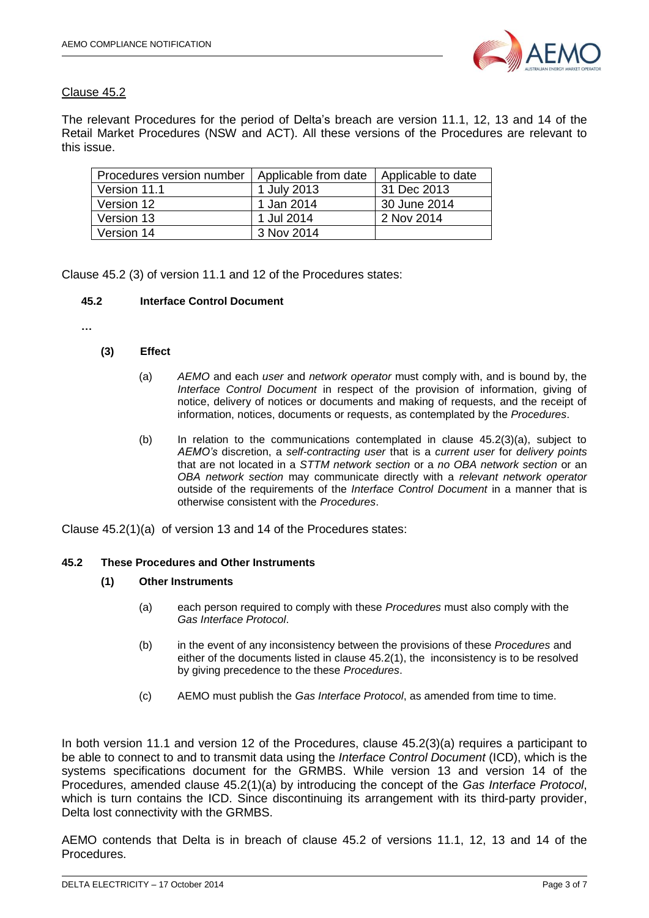Clause 45.2

The relevant Procedures for the period of Delta's breach are version 11.1, 12, 13 and 14 of the Retail Market Procedures (NSW and ACT). All these versions of the Procedures are relevant to this issue.

| Procedures version number | Applicable from date | Applicable to date |
|---|---|---|
| Version 11.1 | 1 July 2013 | 31 Dec 2013 |
| Version 12 | 1 Jan 2014 | 30 June 2014 |
| Version 13 | 1 Jul 2014 | 2 Nov 2014 |
| Version 14 | 3 Nov 2014 | |

Clause 45.2 (3) of version 11.1 and 12 of the Procedures states:

> **45.2 Interface Control Document**
>
> …
>
> **(3) Effect**
>
> (a) *AEMO* and each *user* and *network operator* must comply with, and is bound by, the *Interface Control Document* in respect of the provision of information, giving of notice, delivery of notices or documents and making of requests, and the receipt of information, notices, documents or requests, as contemplated by the *Procedures*.
>
> (b) In relation to the communications contemplated in clause 45.2(3)(a), subject to *AEMO's* discretion, a *self-contracting user* that is a *current user* for *delivery points* that are not located in a *STTM network section* or a *no OBA network section* or an *OBA network section* may communicate directly with a *relevant network operator* outside of the requirements of the *Interface Control Document* in a manner that is otherwise consistent with the *Procedures*.

Clause 45.2(1)(a) of version 13 and 14 of the Procedures states:

> **45.2 These Procedures and Other Instruments**
>
> **(1) Other Instruments**
>
> (a) each person required to comply with these *Procedures* must also comply with the *Gas Interface Protocol*.
>
> (b) in the event of any inconsistency between the provisions of these *Procedures* and either of the documents listed in clause 45.2(1), the inconsistency is to be resolved by giving precedence to the these *Procedures*.
>
> (c) AEMO must publish the *Gas Interface Protocol*, as amended from time to time.

In both version 11.1 and version 12 of the Procedures, clause 45.2(3)(a) requires a participant to be able to connect to and to transmit data using the *Interface Control Document* (ICD), which is the systems specifications document for the GRMBS. While version 13 and version 14 of the Procedures, amended clause 45.2(1)(a) by introducing the concept of the *Gas Interface Protocol*, which is turn contains the ICD. Since discontinuing its arrangement with its third-party provider, Delta lost connectivity with the GRMBS.

AEMO contends that Delta is in breach of clause 45.2 of versions 11.1, 12, 13 and 14 of the Procedures.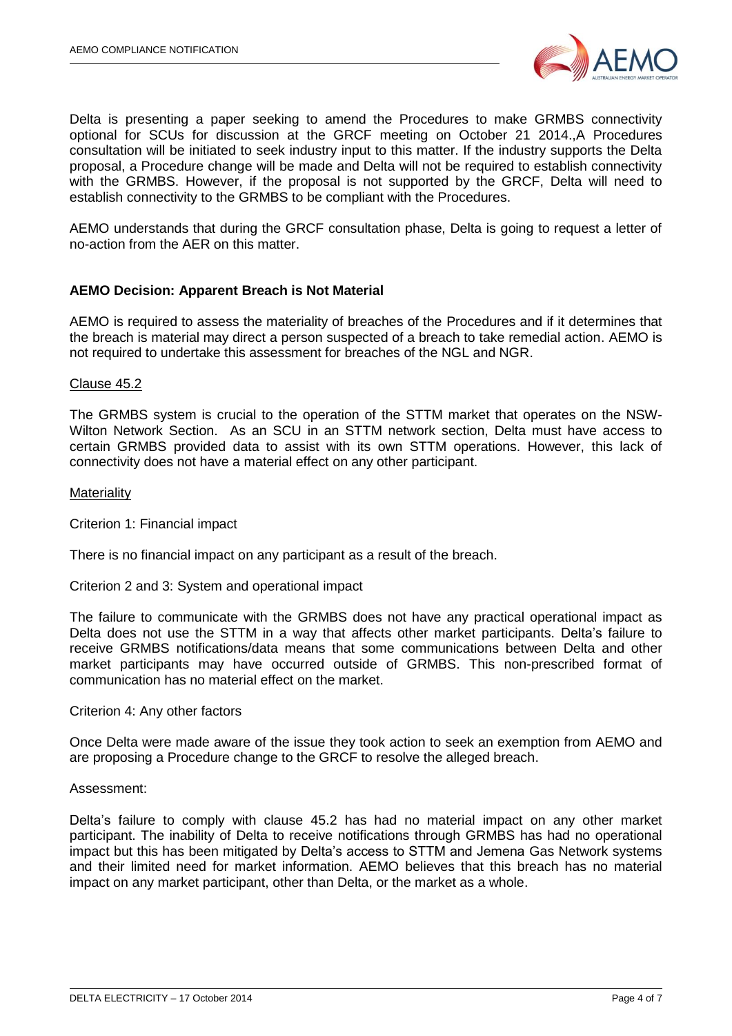Delta is presenting a paper seeking to amend the Procedures to make GRMBS connectivity optional for SCUs for discussion at the GRCF meeting on October 21 2014.,A Procedures consultation will be initiated to seek industry input to this matter. If the industry supports the Delta proposal, a Procedure change will be made and Delta will not be required to establish connectivity with the GRMBS. However, if the proposal is not supported by the GRCF, Delta will need to establish connectivity to the GRMBS to be compliant with the Procedures.

AEMO understands that during the GRCF consultation phase, Delta is going to request a letter of no-action from the AER on this matter.

**AEMO Decision: Apparent Breach is Not Material**

AEMO is required to assess the materiality of breaches of the Procedures and if it determines that the breach is material may direct a person suspected of a breach to take remedial action. AEMO is not required to undertake this assessment for breaches of the NGL and NGR.

Clause 45.2

The GRMBS system is crucial to the operation of the STTM market that operates on the NSW-Wilton Network Section. As an SCU in an STTM network section, Delta must have access to certain GRMBS provided data to assist with its own STTM operations. However, this lack of connectivity does not have a material effect on any other participant.

Materiality

Criterion 1: Financial impact

There is no financial impact on any participant as a result of the breach.

Criterion 2 and 3: System and operational impact

The failure to communicate with the GRMBS does not have any practical operational impact as Delta does not use the STTM in a way that affects other market participants. Delta's failure to receive GRMBS notifications/data means that some communications between Delta and other market participants may have occurred outside of GRMBS. This non-prescribed format of communication has no material effect on the market.

Criterion 4: Any other factors

Once Delta were made aware of the issue they took action to seek an exemption from AEMO and are proposing a Procedure change to the GRCF to resolve the alleged breach.

Assessment:

Delta's failure to comply with clause 45.2 has had no material impact on any other market participant. The inability of Delta to receive notifications through GRMBS has had no operational impact but this has been mitigated by Delta's access to STTM and Jemena Gas Network systems and their limited need for market information. AEMO believes that this breach has no material impact on any market participant, other than Delta, or the market as a whole.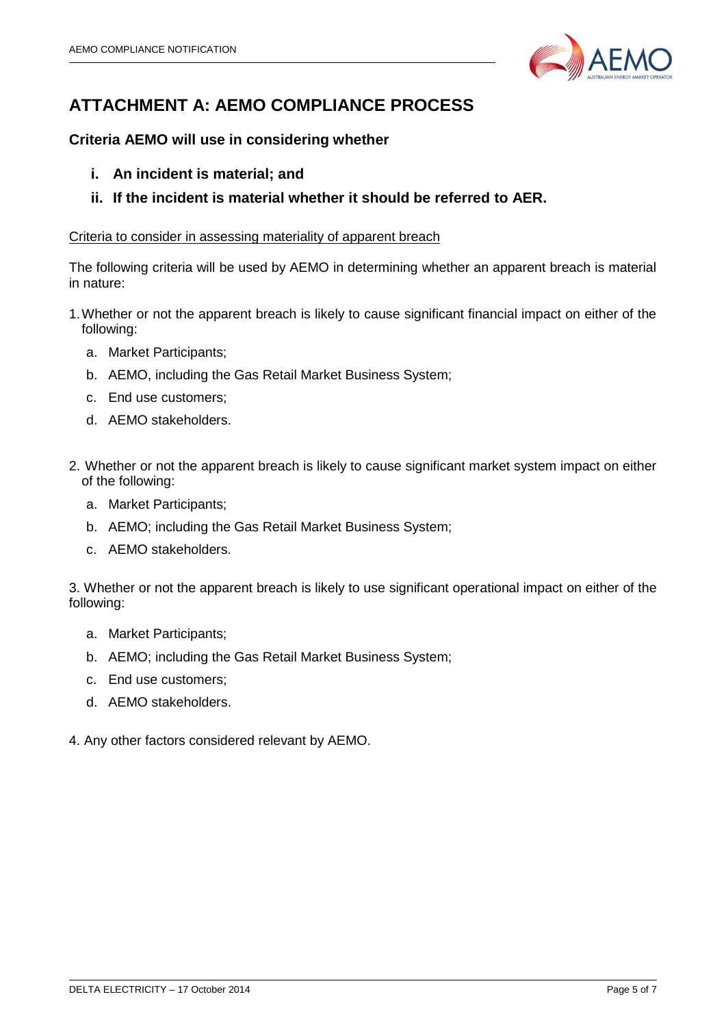# ATTACHMENT A: AEMO COMPLIANCE PROCESS

## Criteria AEMO will use in considering whether

- **i. An incident is material; and**
- **ii. If the incident is material whether it should be referred to AER.**

Criteria to consider in assessing materiality of apparent breach

The following criteria will be used by AEMO in determining whether an apparent breach is material in nature:

1. Whether or not the apparent breach is likely to cause significant financial impact on either of the following:
   a. Market Participants;
   b. AEMO, including the Gas Retail Market Business System;
   c. End use customers;
   d. AEMO stakeholders.

2. Whether or not the apparent breach is likely to cause significant market system impact on either of the following:
   a. Market Participants;
   b. AEMO; including the Gas Retail Market Business System;
   c. AEMO stakeholders.

3. Whether or not the apparent breach is likely to use significant operational impact on either of the following:
   a. Market Participants;
   b. AEMO; including the Gas Retail Market Business System;
   c. End use customers;
   d. AEMO stakeholders.

4. Any other factors considered relevant by AEMO.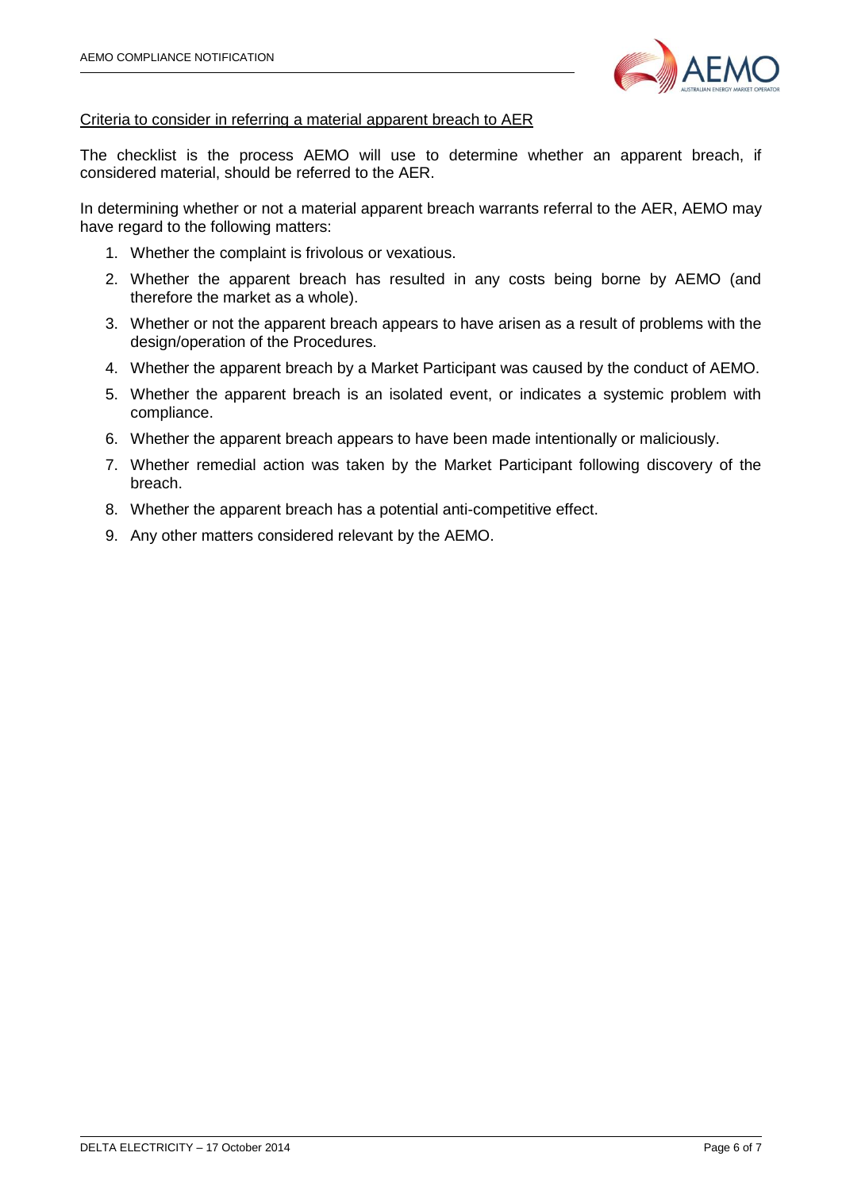<u>Criteria to consider in referring a material apparent breach to AER</u>

The checklist is the process AEMO will use to determine whether an apparent breach, if considered material, should be referred to the AER.

In determining whether or not a material apparent breach warrants referral to the AER, AEMO may have regard to the following matters:

1. Whether the complaint is frivolous or vexatious.
2. Whether the apparent breach has resulted in any costs being borne by AEMO (and therefore the market as a whole).
3. Whether or not the apparent breach appears to have arisen as a result of problems with the design/operation of the Procedures.
4. Whether the apparent breach by a Market Participant was caused by the conduct of AEMO.
5. Whether the apparent breach is an isolated event, or indicates a systemic problem with compliance.
6. Whether the apparent breach appears to have been made intentionally or maliciously.
7. Whether remedial action was taken by the Market Participant following discovery of the breach.
8. Whether the apparent breach has a potential anti-competitive effect.
9. Any other matters considered relevant by the AEMO.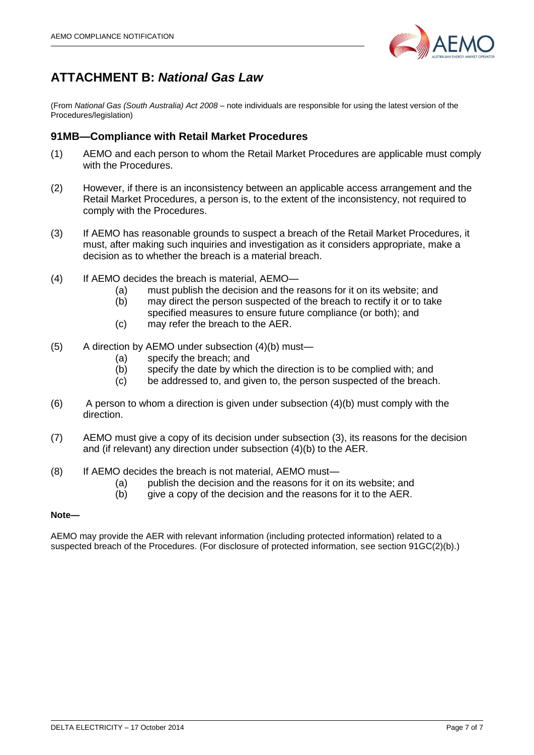# ATTACHMENT B: *National Gas Law*

(From *National Gas (South Australia) Act 2008* – note individuals are responsible for using the latest version of the Procedures/legislation)

## 91MB—Compliance with Retail Market Procedures

(1) AEMO and each person to whom the Retail Market Procedures are applicable must comply with the Procedures.

(2) However, if there is an inconsistency between an applicable access arrangement and the Retail Market Procedures, a person is, to the extent of the inconsistency, not required to comply with the Procedures.

(3) If AEMO has reasonable grounds to suspect a breach of the Retail Market Procedures, it must, after making such inquiries and investigation as it considers appropriate, make a decision as to whether the breach is a material breach.

(4) If AEMO decides the breach is material, AEMO—

- (a) must publish the decision and the reasons for it on its website; and
- (b) may direct the person suspected of the breach to rectify it or to take specified measures to ensure future compliance (or both); and
- (c) may refer the breach to the AER.

(5) A direction by AEMO under subsection (4)(b) must—

- (a) specify the breach; and
- (b) specify the date by which the direction is to be complied with; and
- (c) be addressed to, and given to, the person suspected of the breach.

(6) A person to whom a direction is given under subsection (4)(b) must comply with the direction.

(7) AEMO must give a copy of its decision under subsection (3), its reasons for the decision and (if relevant) any direction under subsection (4)(b) to the AER.

(8) If AEMO decides the breach is not material, AEMO must—

- (a) publish the decision and the reasons for it on its website; and
- (b) give a copy of the decision and the reasons for it to the AER.

**Note—**

AEMO may provide the AER with relevant information (including protected information) related to a suspected breach of the Procedures. (For disclosure of protected information, see section 91GC(2)(b).)